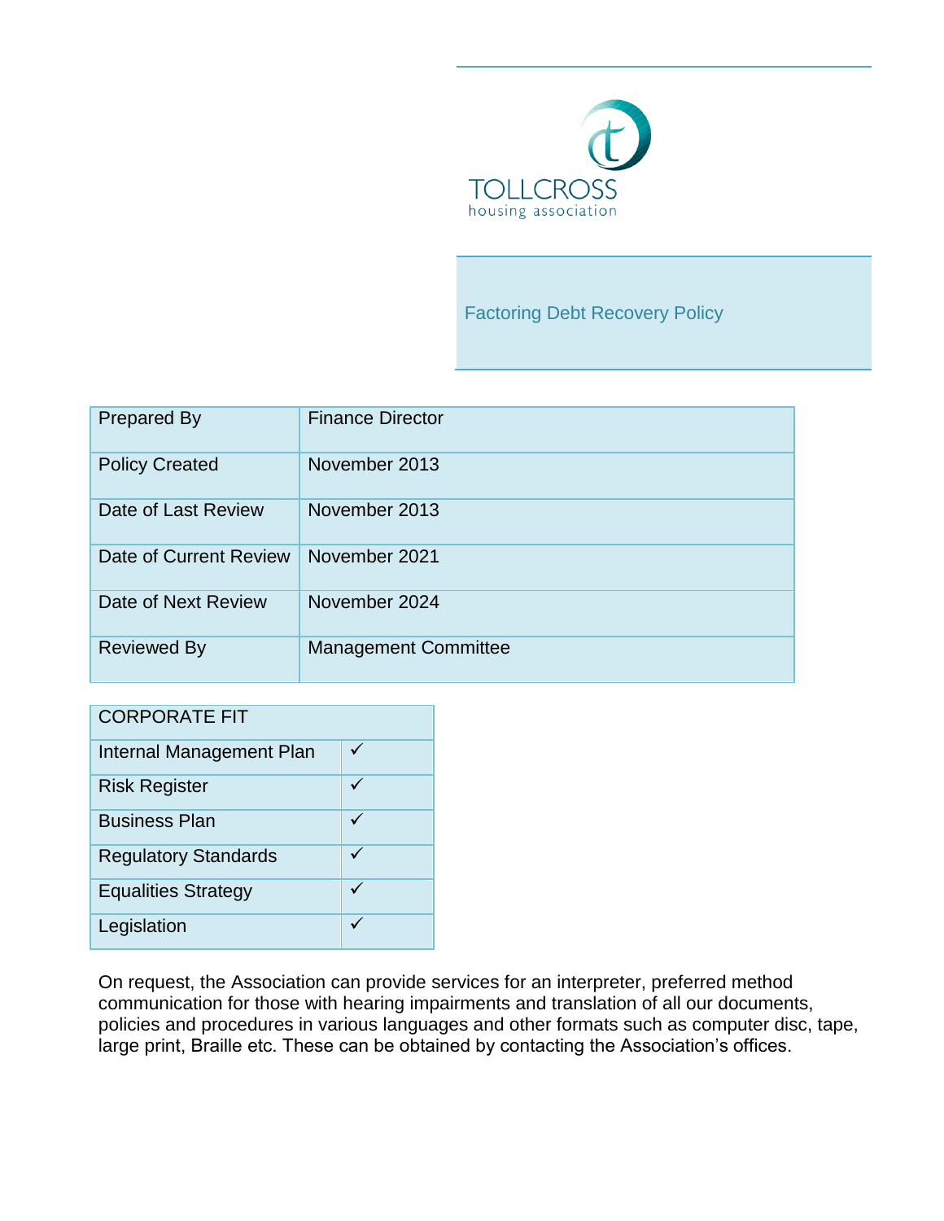TOLLCROSS
housing association

# Factoring Debt Recovery Policy

| Prepared By | Finance Director |
|---|---|
| Policy Created | November 2013 |
| Date of Last Review | November 2013 |
| Date of Current Review | November 2021 |
| Date of Next Review | November 2024 |
| Reviewed By | Management Committee |

| CORPORATE FIT | |
|---|---|
| Internal Management Plan | ✓ |
| Risk Register | ✓ |
| Business Plan | ✓ |
| Regulatory Standards | ✓ |
| Equalities Strategy | ✓ |
| Legislation | ✓ |

On request, the Association can provide services for an interpreter, preferred method communication for those with hearing impairments and translation of all our documents, policies and procedures in various languages and other formats such as computer disc, tape, large print, Braille etc. These can be obtained by contacting the Association's offices.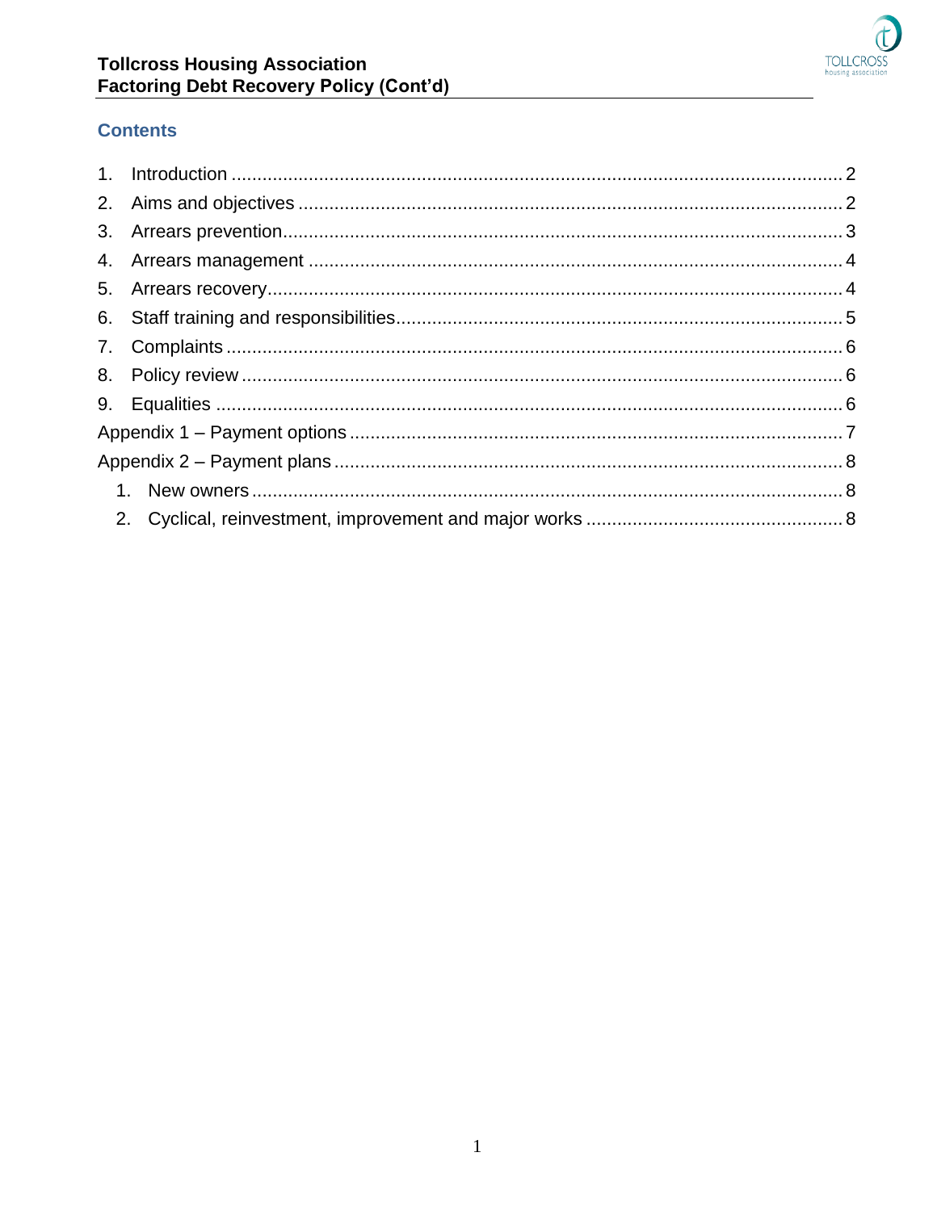## Contents

1. Introduction ........................................................................................................ 2
2. Aims and objectives ........................................................................................... 2
3. Arrears prevention............................................................................................. 3
4. Arrears management ......................................................................................... 4
5. Arrears recovery................................................................................................. 4
6. Staff training and responsibilities....................................................................... 5
7. Complaints ......................................................................................................... 6
8. Policy review ...................................................................................................... 6
9. Equalities ........................................................................................................... 6

Appendix 1 – Payment options ................................................................................ 7

Appendix 2 – Payment plans ................................................................................... 8

1. New owners .................................................................................................... 8
2. Cyclical, reinvestment, improvement and major works .................................. 8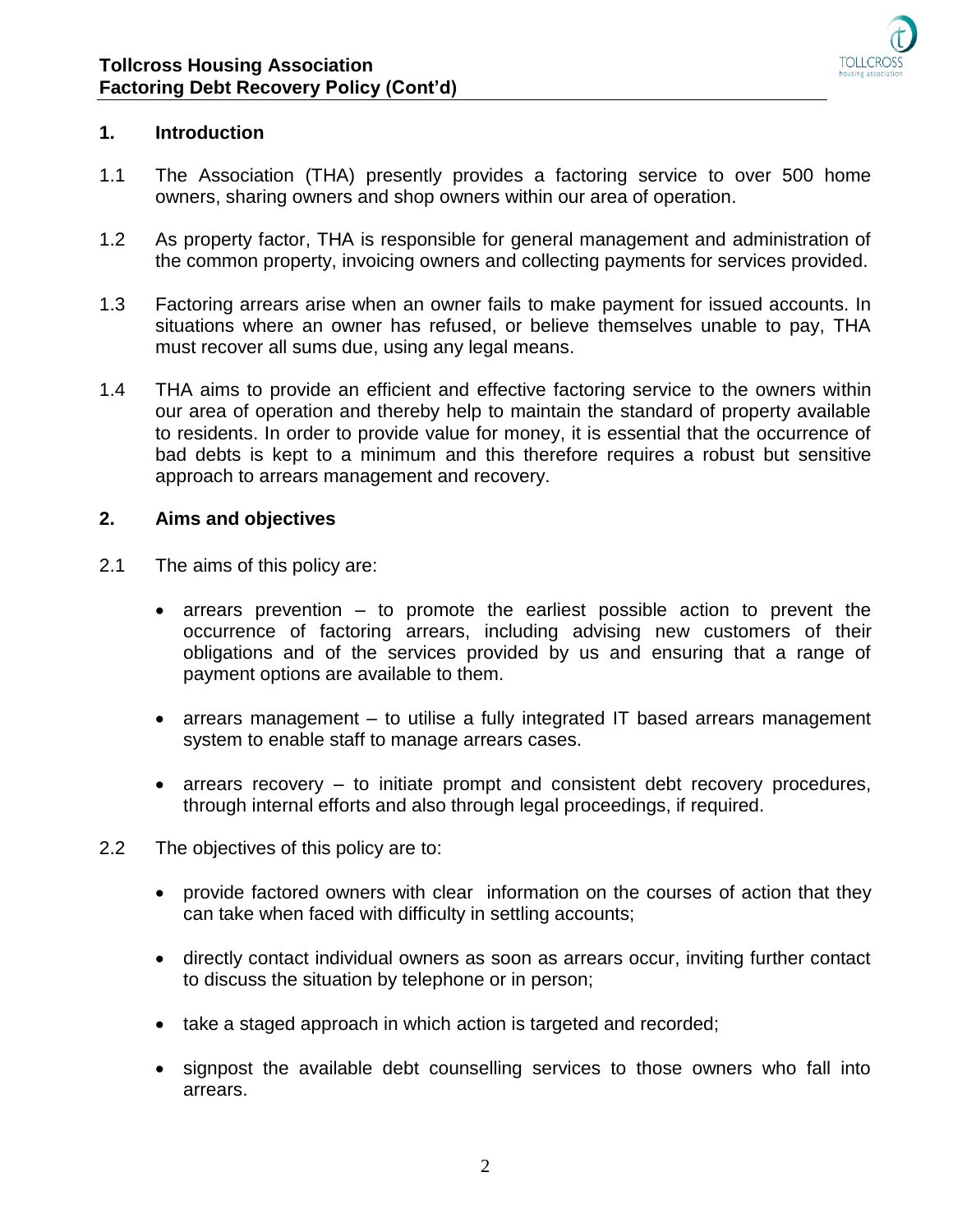## 1. Introduction

1.1 The Association (THA) presently provides a factoring service to over 500 home owners, sharing owners and shop owners within our area of operation.

1.2 As property factor, THA is responsible for general management and administration of the common property, invoicing owners and collecting payments for services provided.

1.3 Factoring arrears arise when an owner fails to make payment for issued accounts. In situations where an owner has refused, or believe themselves unable to pay, THA must recover all sums due, using any legal means.

1.4 THA aims to provide an efficient and effective factoring service to the owners within our area of operation and thereby help to maintain the standard of property available to residents. In order to provide value for money, it is essential that the occurrence of bad debts is kept to a minimum and this therefore requires a robust but sensitive approach to arrears management and recovery.

## 2. Aims and objectives

2.1 The aims of this policy are:

- arrears prevention – to promote the earliest possible action to prevent the occurrence of factoring arrears, including advising new customers of their obligations and of the services provided by us and ensuring that a range of payment options are available to them.
- arrears management – to utilise a fully integrated IT based arrears management system to enable staff to manage arrears cases.
- arrears recovery – to initiate prompt and consistent debt recovery procedures, through internal efforts and also through legal proceedings, if required.

2.2 The objectives of this policy are to:

- provide factored owners with clear information on the courses of action that they can take when faced with difficulty in settling accounts;
- directly contact individual owners as soon as arrears occur, inviting further contact to discuss the situation by telephone or in person;
- take a staged approach in which action is targeted and recorded;
- signpost the available debt counselling services to those owners who fall into arrears.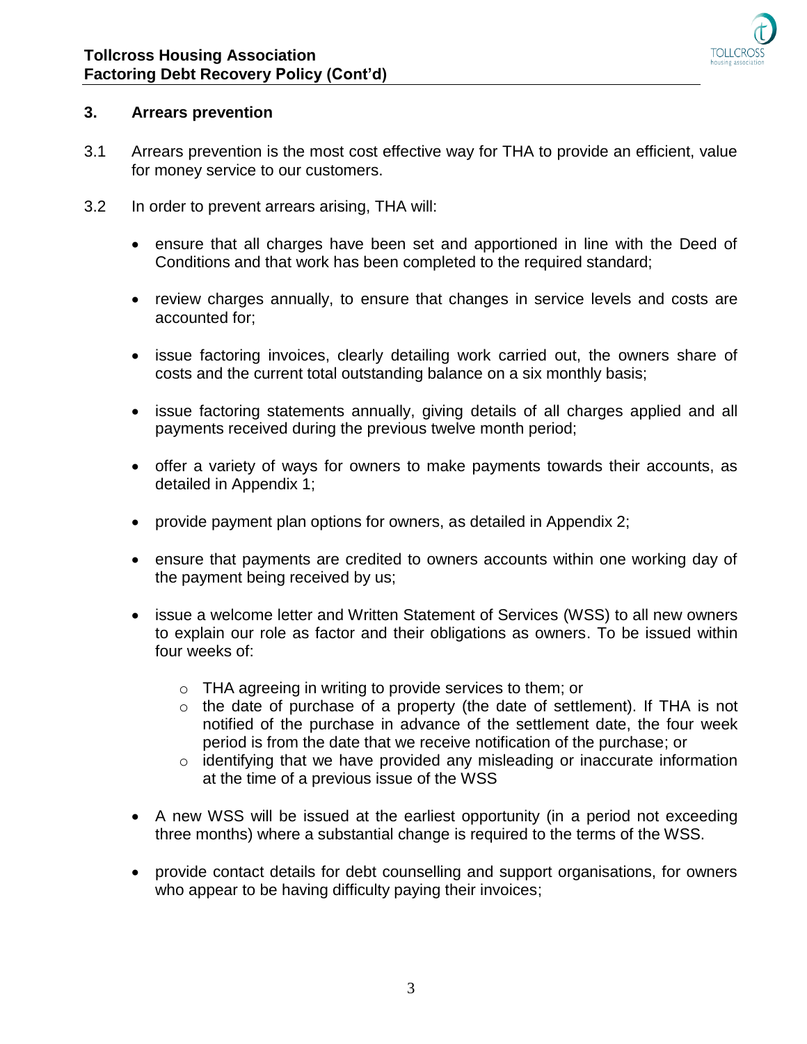## 3. Arrears prevention

3.1 Arrears prevention is the most cost effective way for THA to provide an efficient, value for money service to our customers.

3.2 In order to prevent arrears arising, THA will:

- ensure that all charges have been set and apportioned in line with the Deed of Conditions and that work has been completed to the required standard;
- review charges annually, to ensure that changes in service levels and costs are accounted for;
- issue factoring invoices, clearly detailing work carried out, the owners share of costs and the current total outstanding balance on a six monthly basis;
- issue factoring statements annually, giving details of all charges applied and all payments received during the previous twelve month period;
- offer a variety of ways for owners to make payments towards their accounts, as detailed in Appendix 1;
- provide payment plan options for owners, as detailed in Appendix 2;
- ensure that payments are credited to owners accounts within one working day of the payment being received by us;
- issue a welcome letter and Written Statement of Services (WSS) to all new owners to explain our role as factor and their obligations as owners. To be issued within four weeks of:
    - THA agreeing in writing to provide services to them; or
    - the date of purchase of a property (the date of settlement). If THA is not notified of the purchase in advance of the settlement date, the four week period is from the date that we receive notification of the purchase; or
    - identifying that we have provided any misleading or inaccurate information at the time of a previous issue of the WSS
- A new WSS will be issued at the earliest opportunity (in a period not exceeding three months) where a substantial change is required to the terms of the WSS.
- provide contact details for debt counselling and support organisations, for owners who appear to be having difficulty paying their invoices;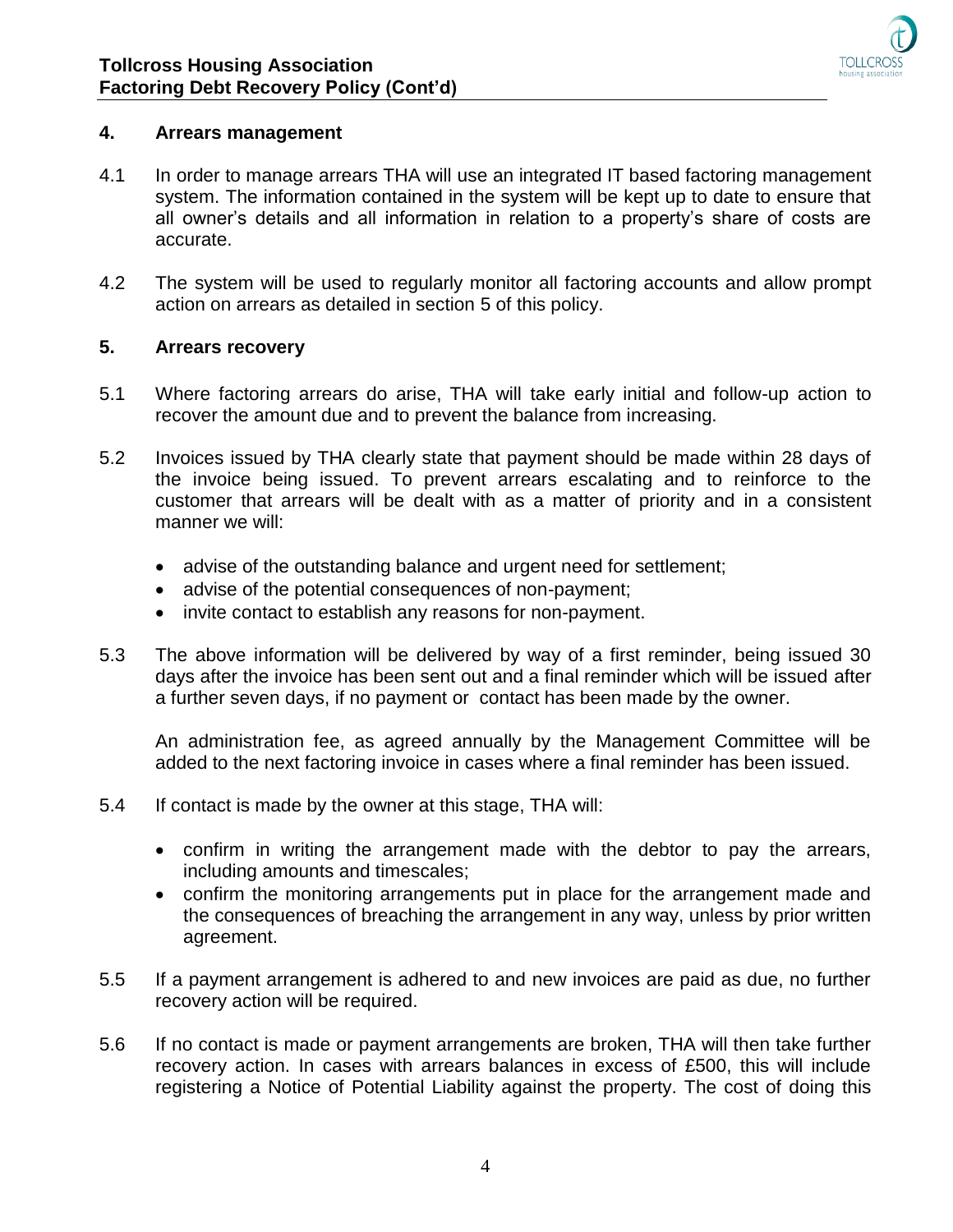## 4. Arrears management

4.1 In order to manage arrears THA will use an integrated IT based factoring management system. The information contained in the system will be kept up to date to ensure that all owner's details and all information in relation to a property's share of costs are accurate.

4.2 The system will be used to regularly monitor all factoring accounts and allow prompt action on arrears as detailed in section 5 of this policy.

## 5. Arrears recovery

5.1 Where factoring arrears do arise, THA will take early initial and follow-up action to recover the amount due and to prevent the balance from increasing.

5.2 Invoices issued by THA clearly state that payment should be made within 28 days of the invoice being issued. To prevent arrears escalating and to reinforce to the customer that arrears will be dealt with as a matter of priority and in a consistent manner we will:

- advise of the outstanding balance and urgent need for settlement;
- advise of the potential consequences of non-payment;
- invite contact to establish any reasons for non-payment.

5.3 The above information will be delivered by way of a first reminder, being issued 30 days after the invoice has been sent out and a final reminder which will be issued after a further seven days, if no payment or contact has been made by the owner.

An administration fee, as agreed annually by the Management Committee will be added to the next factoring invoice in cases where a final reminder has been issued.

5.4 If contact is made by the owner at this stage, THA will:

- confirm in writing the arrangement made with the debtor to pay the arrears, including amounts and timescales;
- confirm the monitoring arrangements put in place for the arrangement made and the consequences of breaching the arrangement in any way, unless by prior written agreement.

5.5 If a payment arrangement is adhered to and new invoices are paid as due, no further recovery action will be required.

5.6 If no contact is made or payment arrangements are broken, THA will then take further recovery action. In cases with arrears balances in excess of £500, this will include registering a Notice of Potential Liability against the property. The cost of doing this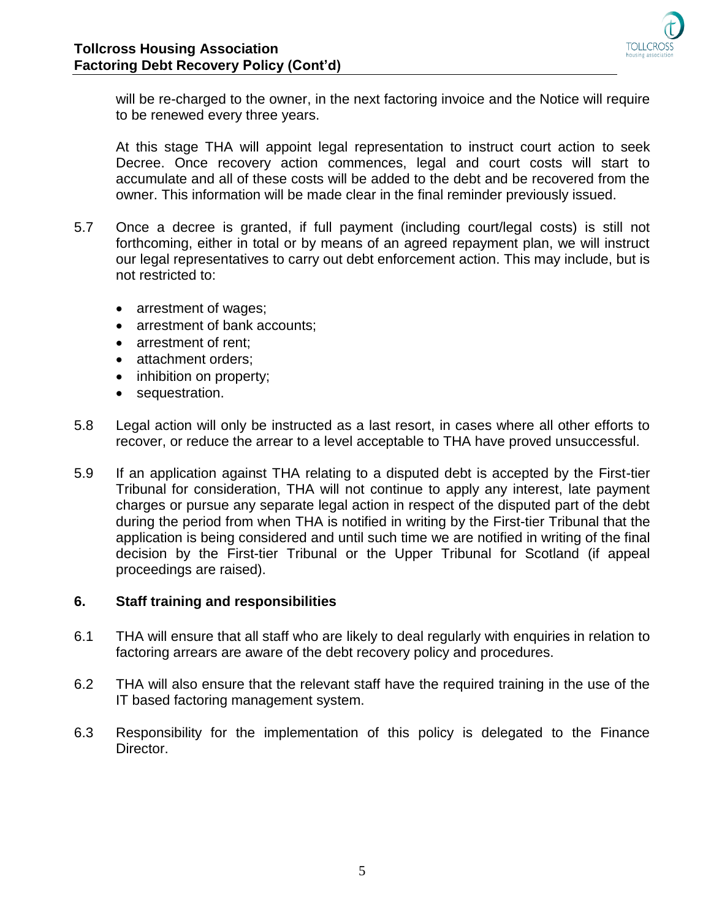will be re-charged to the owner, in the next factoring invoice and the Notice will require to be renewed every three years.

At this stage THA will appoint legal representation to instruct court action to seek Decree. Once recovery action commences, legal and court costs will start to accumulate and all of these costs will be added to the debt and be recovered from the owner. This information will be made clear in the final reminder previously issued.

5.7 Once a decree is granted, if full payment (including court/legal costs) is still not forthcoming, either in total or by means of an agreed repayment plan, we will instruct our legal representatives to carry out debt enforcement action. This may include, but is not restricted to:

- arrestment of wages;
- arrestment of bank accounts;
- arrestment of rent;
- attachment orders;
- inhibition on property;
- sequestration.

5.8 Legal action will only be instructed as a last resort, in cases where all other efforts to recover, or reduce the arrear to a level acceptable to THA have proved unsuccessful.

5.9 If an application against THA relating to a disputed debt is accepted by the First-tier Tribunal for consideration, THA will not continue to apply any interest, late payment charges or pursue any separate legal action in respect of the disputed part of the debt during the period from when THA is notified in writing by the First-tier Tribunal that the application is being considered and until such time we are notified in writing of the final decision by the First-tier Tribunal or the Upper Tribunal for Scotland (if appeal proceedings are raised).

## 6. Staff training and responsibilities

6.1 THA will ensure that all staff who are likely to deal regularly with enquiries in relation to factoring arrears are aware of the debt recovery policy and procedures.

6.2 THA will also ensure that the relevant staff have the required training in the use of the IT based factoring management system.

6.3 Responsibility for the implementation of this policy is delegated to the Finance Director.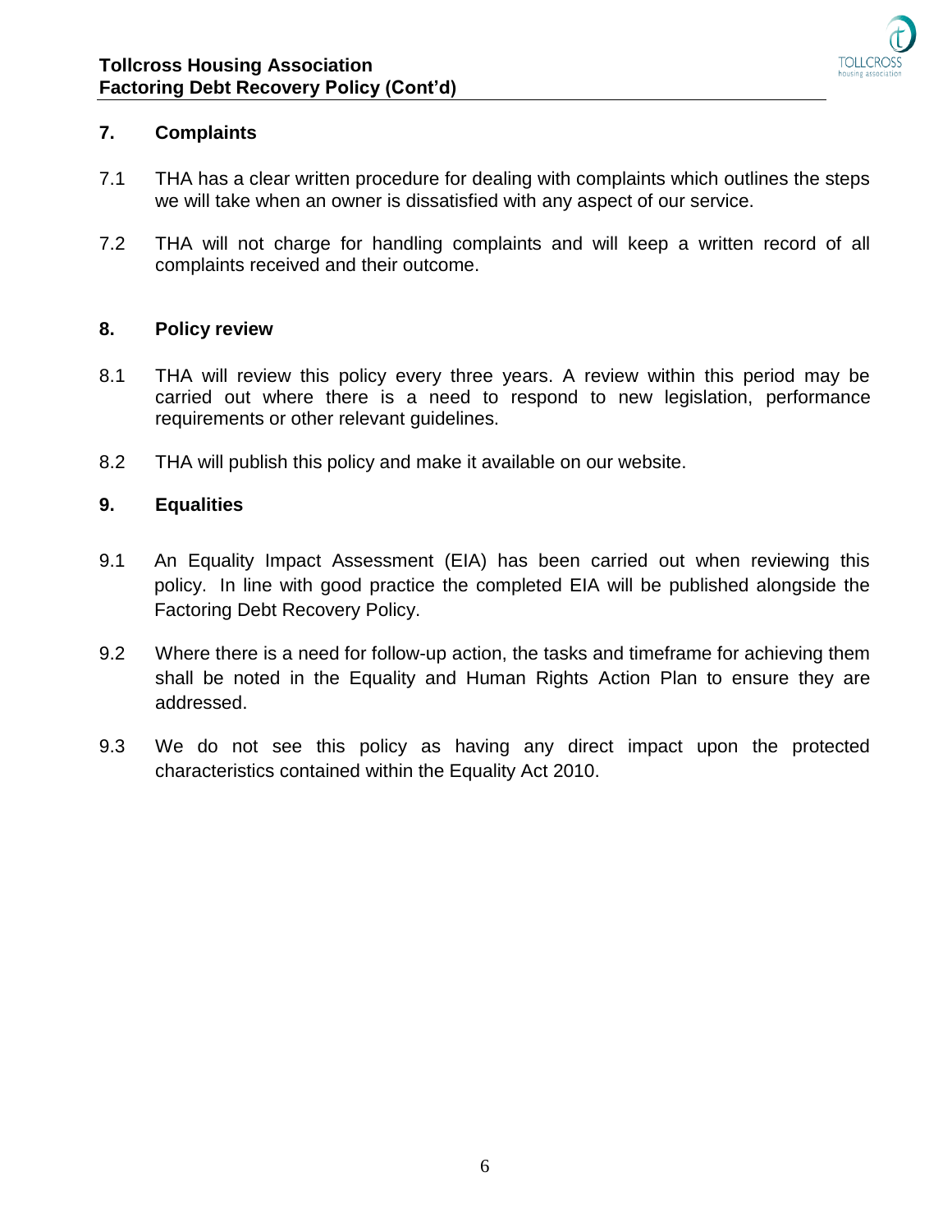## 7. Complaints

7.1 THA has a clear written procedure for dealing with complaints which outlines the steps we will take when an owner is dissatisfied with any aspect of our service.

7.2 THA will not charge for handling complaints and will keep a written record of all complaints received and their outcome.

## 8. Policy review

8.1 THA will review this policy every three years. A review within this period may be carried out where there is a need to respond to new legislation, performance requirements or other relevant guidelines.

8.2 THA will publish this policy and make it available on our website.

## 9. Equalities

9.1 An Equality Impact Assessment (EIA) has been carried out when reviewing this policy. In line with good practice the completed EIA will be published alongside the Factoring Debt Recovery Policy.

9.2 Where there is a need for follow-up action, the tasks and timeframe for achieving them shall be noted in the Equality and Human Rights Action Plan to ensure they are addressed.

9.3 We do not see this policy as having any direct impact upon the protected characteristics contained within the Equality Act 2010.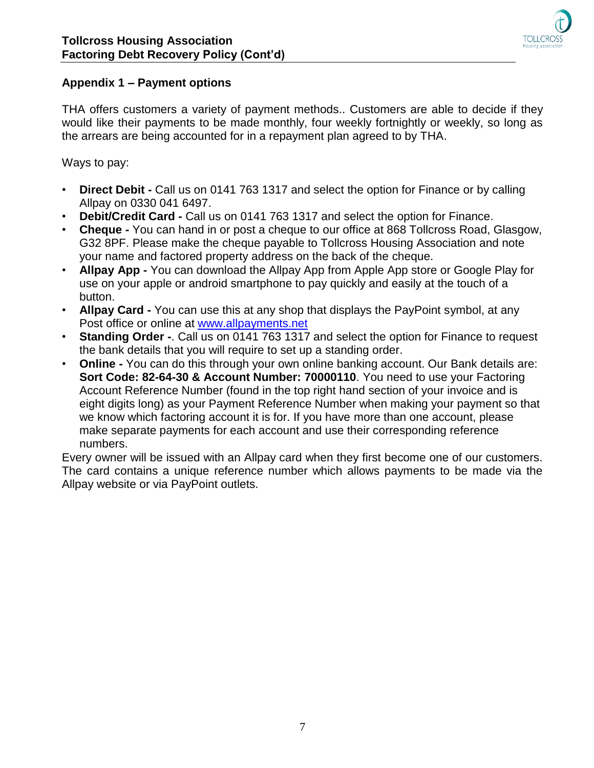## Appendix 1 – Payment options

THA offers customers a variety of payment methods.. Customers are able to decide if they would like their payments to be made monthly, four weekly fortnightly or weekly, so long as the arrears are being accounted for in a repayment plan agreed to by THA.

Ways to pay:

- **Direct Debit -** Call us on 0141 763 1317 and select the option for Finance or by calling Allpay on 0330 041 6497.
- **Debit/Credit Card -** Call us on 0141 763 1317 and select the option for Finance.
- **Cheque -** You can hand in or post a cheque to our office at 868 Tollcross Road, Glasgow, G32 8PF. Please make the cheque payable to Tollcross Housing Association and note your name and factored property address on the back of the cheque.
- **Allpay App -** You can download the Allpay App from Apple App store or Google Play for use on your apple or android smartphone to pay quickly and easily at the touch of a button.
- **Allpay Card -** You can use this at any shop that displays the PayPoint symbol, at any Post office or online at [www.allpayments.net](http://www.allpayments.net)
- **Standing Order -**. Call us on 0141 763 1317 and select the option for Finance to request the bank details that you will require to set up a standing order.
- **Online -** You can do this through your own online banking account. Our Bank details are: **Sort Code: 82-64-30 & Account Number: 70000110**. You need to use your Factoring Account Reference Number (found in the top right hand section of your invoice and is eight digits long) as your Payment Reference Number when making your payment so that we know which factoring account it is for. If you have more than one account, please make separate payments for each account and use their corresponding reference numbers.

Every owner will be issued with an Allpay card when they first become one of our customers. The card contains a unique reference number which allows payments to be made via the Allpay website or via PayPoint outlets.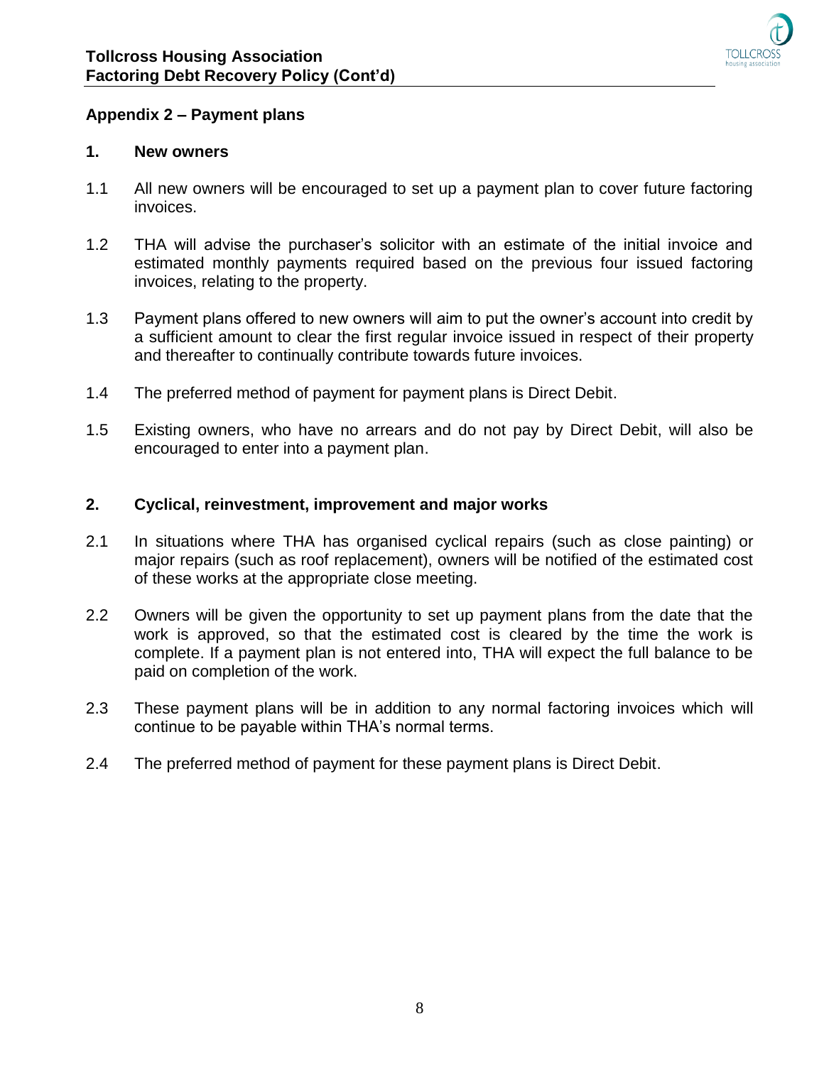## Appendix 2 – Payment plans

### 1. New owners

1.1 All new owners will be encouraged to set up a payment plan to cover future factoring invoices.

1.2 THA will advise the purchaser's solicitor with an estimate of the initial invoice and estimated monthly payments required based on the previous four issued factoring invoices, relating to the property.

1.3 Payment plans offered to new owners will aim to put the owner's account into credit by a sufficient amount to clear the first regular invoice issued in respect of their property and thereafter to continually contribute towards future invoices.

1.4 The preferred method of payment for payment plans is Direct Debit.

1.5 Existing owners, who have no arrears and do not pay by Direct Debit, will also be encouraged to enter into a payment plan.

### 2. Cyclical, reinvestment, improvement and major works

2.1 In situations where THA has organised cyclical repairs (such as close painting) or major repairs (such as roof replacement), owners will be notified of the estimated cost of these works at the appropriate close meeting.

2.2 Owners will be given the opportunity to set up payment plans from the date that the work is approved, so that the estimated cost is cleared by the time the work is complete. If a payment plan is not entered into, THA will expect the full balance to be paid on completion of the work.

2.3 These payment plans will be in addition to any normal factoring invoices which will continue to be payable within THA's normal terms.

2.4 The preferred method of payment for these payment plans is Direct Debit.